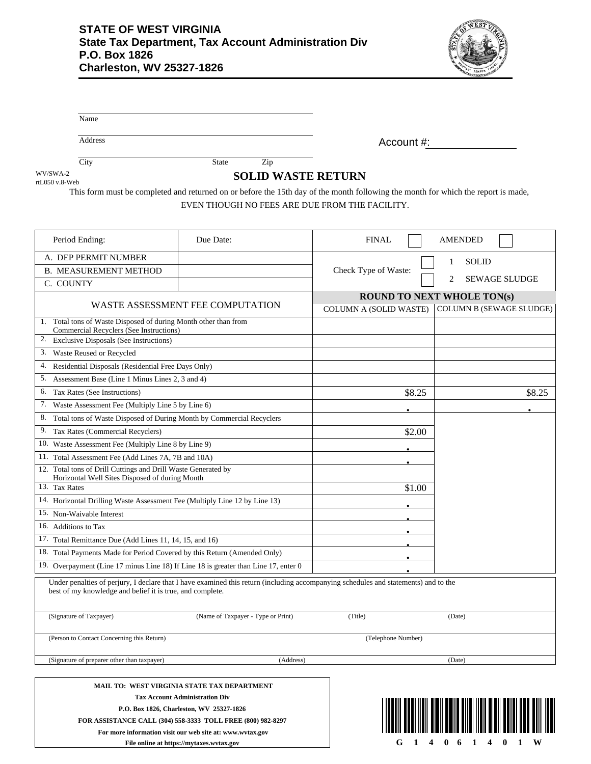**STATE OF WEST VIRGINIA**
**State Tax Department, Tax Account Administration Div**
**P.O. Box 1826**
**Charleston, WV 25327-1826**

Name

Address

City State Zip

Account #:

WV/SWA-2
rtL050 v.8-Web

# SOLID WASTE RETURN

This form must be completed and returned on or before the 15th day of the month following the month for which the report is made, EVEN THOUGH NO FEES ARE DUE FROM THE FACILITY.

| Period Ending: | Due Date: | FINAL ☐ | AMENDED ☐ |
|---|---|---|---|
| A. DEP PERMIT NUMBER | | Check Type of Waste: | ☐ 1 SOLID |
| B. MEASUREMENT METHOD | | | ☐ 2 SEWAGE SLUDGE |
| C. COUNTY | | | |
| WASTE ASSESSMENT FEE COMPUTATION | | **ROUND TO NEXT WHOLE TON(s)** COLUMN A (SOLID WASTE) | COLUMN B (SEWAGE SLUDGE) |
| 1. Total tons of Waste Disposed of during Month other than from Commercial Recyclers (See Instructions) | | | |
| 2. Exclusive Disposals (See Instructions) | | | |
| 3. Waste Reused or Recycled | | | |
| 4. Residential Disposals (Residential Free Days Only) | | | |
| 5. Assessment Base (Line 1 Minus Lines 2, 3 and 4) | | | |
| 6. Tax Rates (See Instructions) | | $8.25 | $8.25 |
| 7. Waste Assessment Fee (Multiply Line 5 by Line 6) | | . | . |
| 8. Total tons of Waste Disposed of During Month by Commercial Recyclers | | | |
| 9. Tax Rates (Commercial Recyclers) | | $2.00 | |
| 10. Waste Assessment Fee (Multiply Line 8 by Line 9) | | . | |
| 11. Total Assessment Fee (Add Lines 7A, 7B and 10A) | | . | |
| 12. Total tons of Drill Cuttings and Drill Waste Generated by Horizontal Well Sites Disposed of during Month | | | |
| 13. Tax Rates | | $1.00 | |
| 14. Horizontal Drilling Waste Assessment Fee (Multiply Line 12 by Line 13) | | . | |
| 15. Non-Waivable Interest | | . | |
| 16. Additions to Tax | | . | |
| 17. Total Remittance Due (Add Lines 11, 14, 15, and 16) | | . | |
| 18. Total Payments Made for Period Covered by this Return (Amended Only) | | . | |
| 19. Overpayment (Line 17 minus Line 18) If Line 18 is greater than Line 17, enter 0 | | . | |

Under penalties of perjury, I declare that I have examined this return (including accompanying schedules and statements) and to the best of my knowledge and belief it is true, and complete.

(Signature of Taxpayer) (Name of Taxpayer - Type or Print) (Title) (Date)

(Person to Contact Concerning this Return) (Telephone Number)

(Signature of preparer other than taxpayer) (Address) (Date)

**MAIL TO: WEST VIRGINIA STATE TAX DEPARTMENT**
**Tax Account Administration Div**
**P.O. Box 1826, Charleston, WV 25327-1826**
**FOR ASSISTANCE CALL (304) 558-3333 TOLL FREE (800) 982-8297**
**For more information visit our web site at: www.wvtax.gov**
**File online at https://mytaxes.wvtax.gov**

G 1 4 0 6 1 4 0 1 W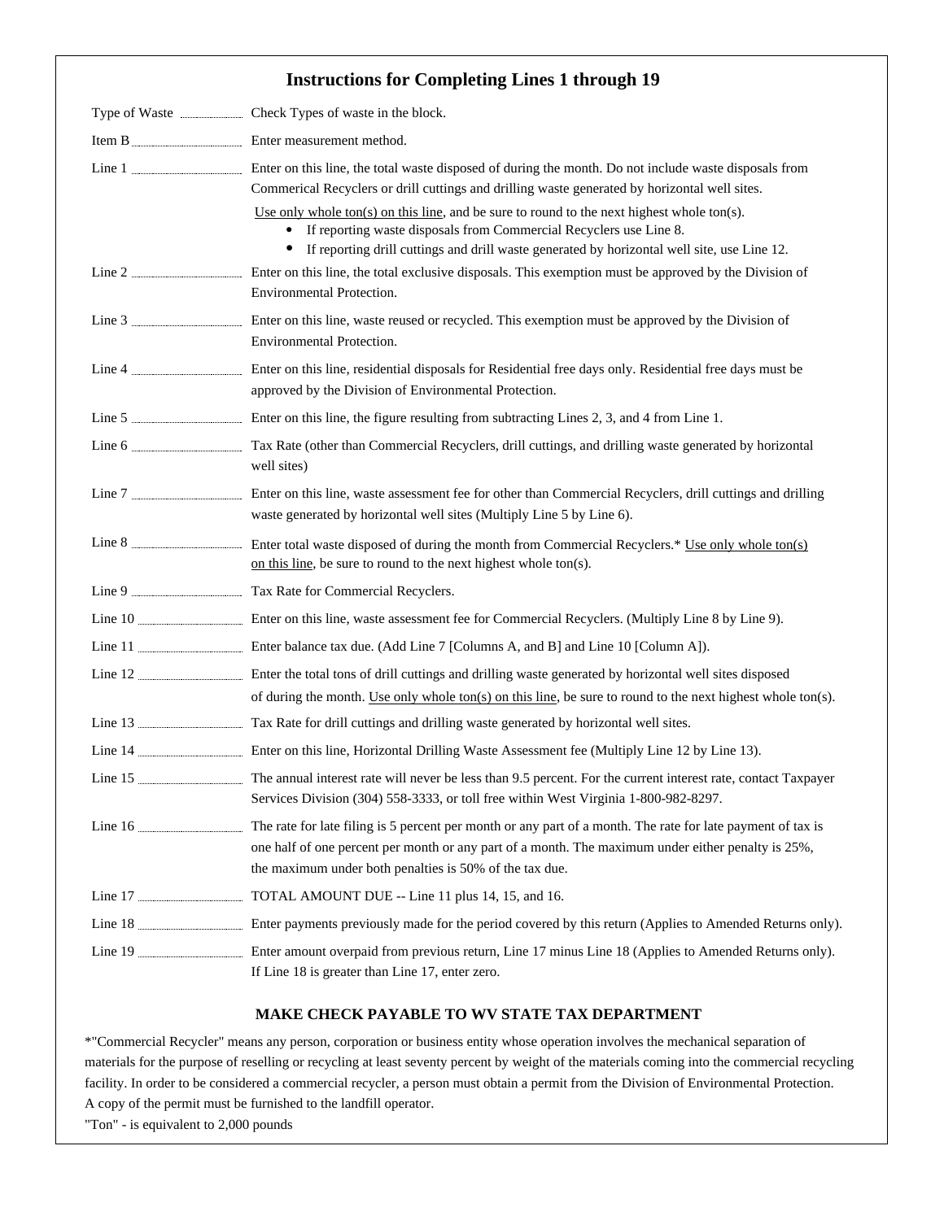## Instructions for Completing Lines 1 through 19

Type of Waste ............ Check Types of waste in the block.

Item B ............ Enter measurement method.

Line 1 ............ Enter on this line, the total waste disposed of during the month. Do not include waste disposals from Commerical Recyclers or drill cuttings and drilling waste generated by horizontal well sites.

Use only whole ton(s) on this line, and be sure to round to the next highest whole ton(s).

- If reporting waste disposals from Commercial Recyclers use Line 8.
- If reporting drill cuttings and drill waste generated by horizontal well site, use Line 12.

Line 2 ............ Enter on this line, the total exclusive disposals. This exemption must be approved by the Division of Environmental Protection.

Line 3 ............ Enter on this line, waste reused or recycled. This exemption must be approved by the Division of Environmental Protection.

Line 4 ............ Enter on this line, residential disposals for Residential free days only. Residential free days must be approved by the Division of Environmental Protection.

Line 5 ............ Enter on this line, the figure resulting from subtracting Lines 2, 3, and 4 from Line 1.

Line 6 ............ Tax Rate (other than Commercial Recyclers, drill cuttings, and drilling waste generated by horizontal well sites)

Line 7 ............ Enter on this line, waste assessment fee for other than Commercial Recyclers, drill cuttings and drilling waste generated by horizontal well sites (Multiply Line 5 by Line 6).

Line 8 ............ Enter total waste disposed of during the month from Commercial Recyclers.* Use only whole ton(s) on this line, be sure to round to the next highest whole ton(s).

Line 9 ............ Tax Rate for Commercial Recyclers.

Line 10 ............ Enter on this line, waste assessment fee for Commercial Recyclers. (Multiply Line 8 by Line 9).

Line 11 ............ Enter balance tax due. (Add Line 7 [Columns A, and B] and Line 10 [Column A]).

Line 12 ............ Enter the total tons of drill cuttings and drilling waste generated by horizontal well sites disposed of during the month. Use only whole ton(s) on this line, be sure to round to the next highest whole ton(s).

Line 13 ............ Tax Rate for drill cuttings and drilling waste generated by horizontal well sites.

Line 14 ............ Enter on this line, Horizontal Drilling Waste Assessment fee (Multiply Line 12 by Line 13).

Line 15 ............ The annual interest rate will never be less than 9.5 percent. For the current interest rate, contact Taxpayer Services Division (304) 558-3333, or toll free within West Virginia 1-800-982-8297.

Line 16 ............ The rate for late filing is 5 percent per month or any part of a month. The rate for late payment of tax is one half of one percent per month or any part of a month. The maximum under either penalty is 25%, the maximum under both penalties is 50% of the tax due.

Line 17 ............ TOTAL AMOUNT DUE -- Line 11 plus 14, 15, and 16.

Line 18 ............ Enter payments previously made for the period covered by this return (Applies to Amended Returns only).

Line 19 ............ Enter amount overpaid from previous return, Line 17 minus Line 18 (Applies to Amended Returns only). If Line 18 is greater than Line 17, enter zero.

**MAKE CHECK PAYABLE TO WV STATE TAX DEPARTMENT**

*"Commercial Recycler" means any person, corporation or business entity whose operation involves the mechanical separation of materials for the purpose of reselling or recycling at least seventy percent by weight of the materials coming into the commercial recycling facility. In order to be considered a commercial recycler, a person must obtain a permit from the Division of Environmental Protection. A copy of the permit must be furnished to the landfill operator.

"Ton" - is equivalent to 2,000 pounds